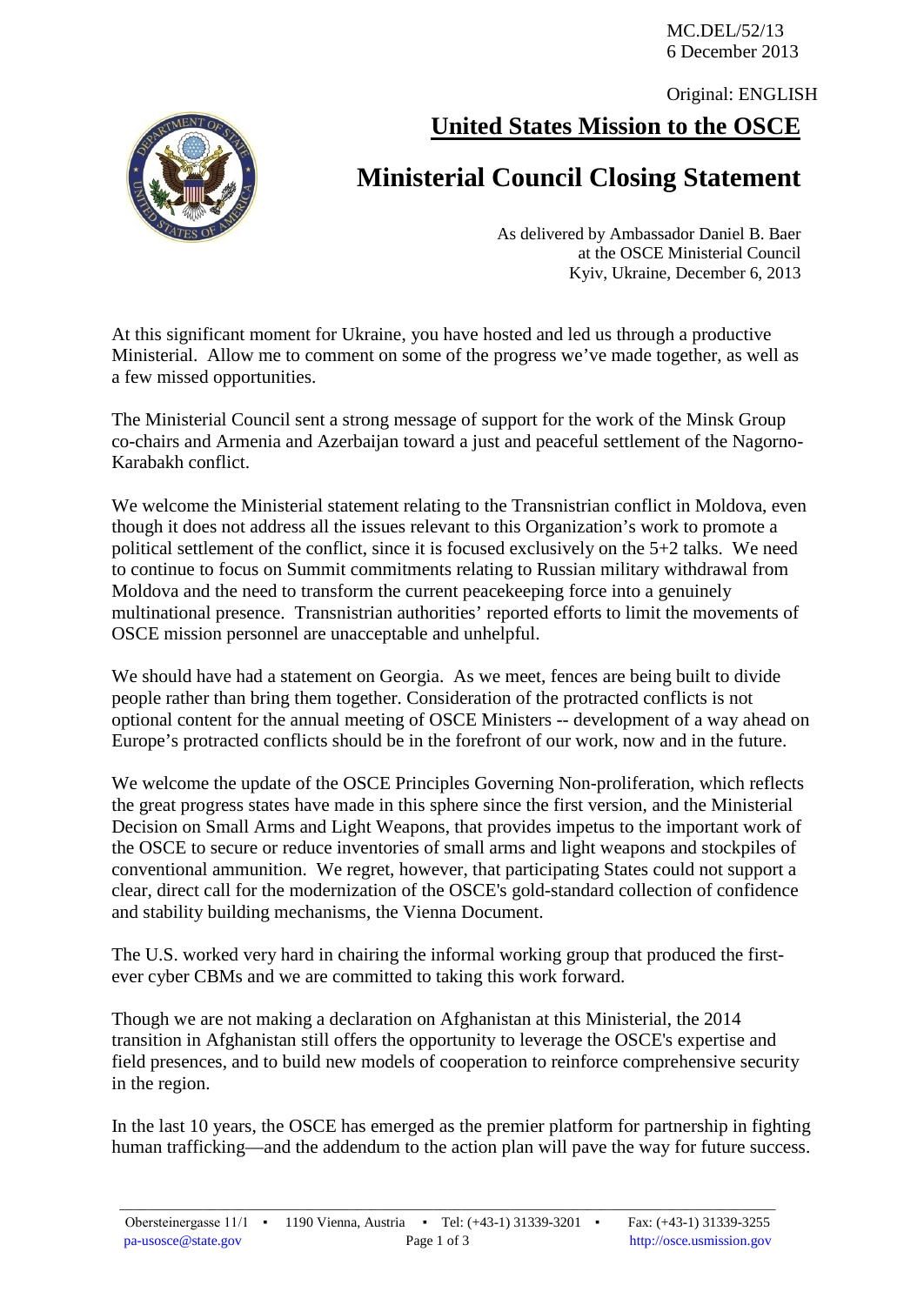MC.DEL/52/13
6 December 2013

Original: ENGLISH

# United States Mission to the OSCE

## Ministerial Council Closing Statement

As delivered by Ambassador Daniel B. Baer
at the OSCE Ministerial Council
Kyiv, Ukraine, December 6, 2013

At this significant moment for Ukraine, you have hosted and led us through a productive Ministerial. Allow me to comment on some of the progress we've made together, as well as a few missed opportunities.

The Ministerial Council sent a strong message of support for the work of the Minsk Group co-chairs and Armenia and Azerbaijan toward a just and peaceful settlement of the Nagorno-Karabakh conflict.

We welcome the Ministerial statement relating to the Transnistrian conflict in Moldova, even though it does not address all the issues relevant to this Organization's work to promote a political settlement of the conflict, since it is focused exclusively on the 5+2 talks. We need to continue to focus on Summit commitments relating to Russian military withdrawal from Moldova and the need to transform the current peacekeeping force into a genuinely multinational presence. Transnistrian authorities' reported efforts to limit the movements of OSCE mission personnel are unacceptable and unhelpful.

We should have had a statement on Georgia. As we meet, fences are being built to divide people rather than bring them together. Consideration of the protracted conflicts is not optional content for the annual meeting of OSCE Ministers -- development of a way ahead on Europe's protracted conflicts should be in the forefront of our work, now and in the future.

We welcome the update of the OSCE Principles Governing Non-proliferation, which reflects the great progress states have made in this sphere since the first version, and the Ministerial Decision on Small Arms and Light Weapons, that provides impetus to the important work of the OSCE to secure or reduce inventories of small arms and light weapons and stockpiles of conventional ammunition. We regret, however, that participating States could not support a clear, direct call for the modernization of the OSCE's gold-standard collection of confidence and stability building mechanisms, the Vienna Document.

The U.S. worked very hard in chairing the informal working group that produced the first-ever cyber CBMs and we are committed to taking this work forward.

Though we are not making a declaration on Afghanistan at this Ministerial, the 2014 transition in Afghanistan still offers the opportunity to leverage the OSCE's expertise and field presences, and to build new models of cooperation to reinforce comprehensive security in the region.

In the last 10 years, the OSCE has emerged as the premier platform for partnership in fighting human trafficking—and the addendum to the action plan will pave the way for future success.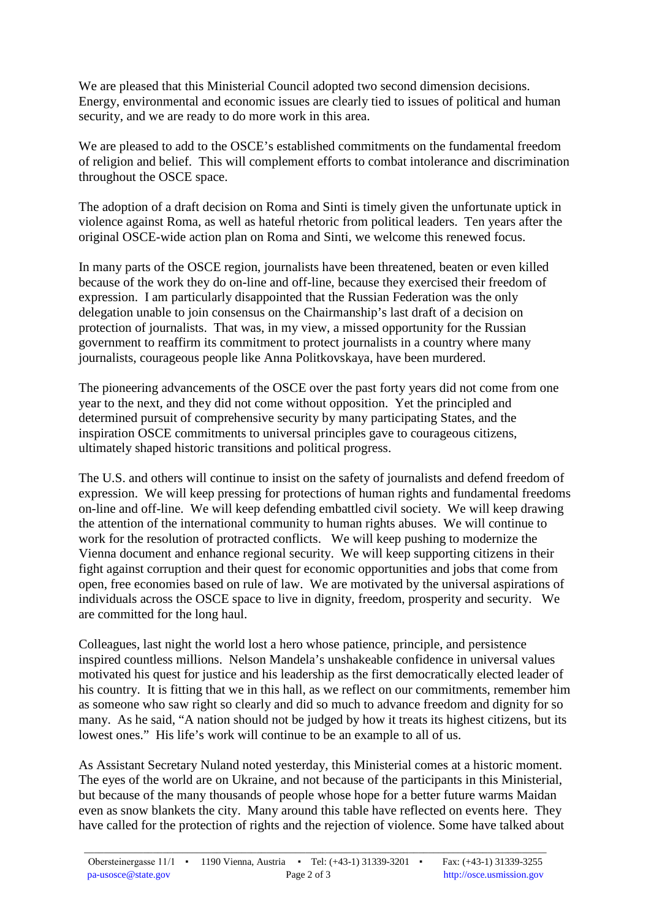We are pleased that this Ministerial Council adopted two second dimension decisions. Energy, environmental and economic issues are clearly tied to issues of political and human security, and we are ready to do more work in this area.

We are pleased to add to the OSCE's established commitments on the fundamental freedom of religion and belief. This will complement efforts to combat intolerance and discrimination throughout the OSCE space.

The adoption of a draft decision on Roma and Sinti is timely given the unfortunate uptick in violence against Roma, as well as hateful rhetoric from political leaders. Ten years after the original OSCE-wide action plan on Roma and Sinti, we welcome this renewed focus.

In many parts of the OSCE region, journalists have been threatened, beaten or even killed because of the work they do on-line and off-line, because they exercised their freedom of expression. I am particularly disappointed that the Russian Federation was the only delegation unable to join consensus on the Chairmanship's last draft of a decision on protection of journalists. That was, in my view, a missed opportunity for the Russian government to reaffirm its commitment to protect journalists in a country where many journalists, courageous people like Anna Politkovskaya, have been murdered.

The pioneering advancements of the OSCE over the past forty years did not come from one year to the next, and they did not come without opposition. Yet the principled and determined pursuit of comprehensive security by many participating States, and the inspiration OSCE commitments to universal principles gave to courageous citizens, ultimately shaped historic transitions and political progress.

The U.S. and others will continue to insist on the safety of journalists and defend freedom of expression. We will keep pressing for protections of human rights and fundamental freedoms on-line and off-line. We will keep defending embattled civil society. We will keep drawing the attention of the international community to human rights abuses. We will continue to work for the resolution of protracted conflicts. We will keep pushing to modernize the Vienna document and enhance regional security. We will keep supporting citizens in their fight against corruption and their quest for economic opportunities and jobs that come from open, free economies based on rule of law. We are motivated by the universal aspirations of individuals across the OSCE space to live in dignity, freedom, prosperity and security. We are committed for the long haul.

Colleagues, last night the world lost a hero whose patience, principle, and persistence inspired countless millions. Nelson Mandela's unshakeable confidence in universal values motivated his quest for justice and his leadership as the first democratically elected leader of his country. It is fitting that we in this hall, as we reflect on our commitments, remember him as someone who saw right so clearly and did so much to advance freedom and dignity for so many. As he said, "A nation should not be judged by how it treats its highest citizens, but its lowest ones." His life's work will continue to be an example to all of us.

As Assistant Secretary Nuland noted yesterday, this Ministerial comes at a historic moment. The eyes of the world are on Ukraine, and not because of the participants in this Ministerial, but because of the many thousands of people whose hope for a better future warms Maidan even as snow blankets the city. Many around this table have reflected on events here. They have called for the protection of rights and the rejection of violence. Some have talked about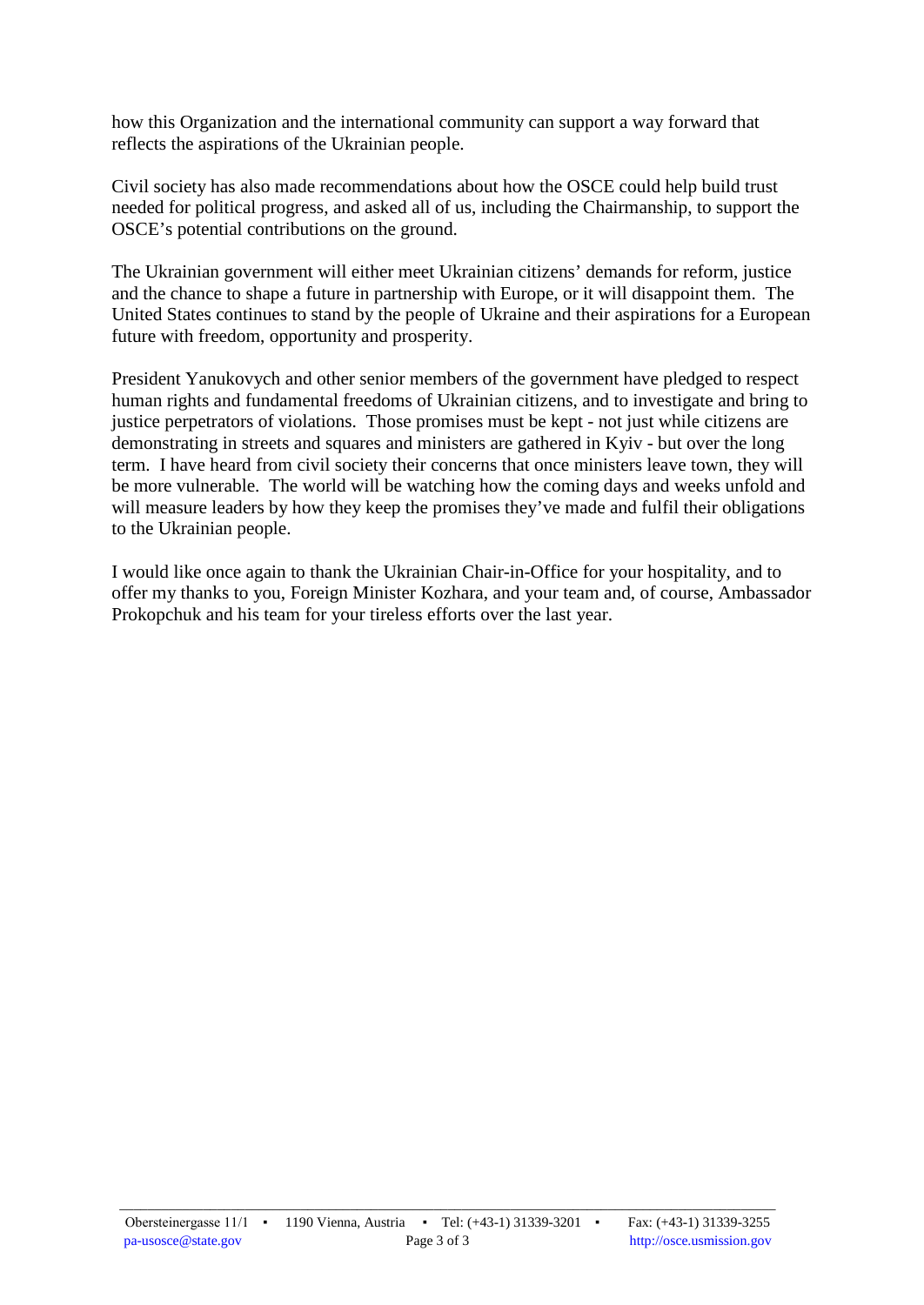how this Organization and the international community can support a way forward that reflects the aspirations of the Ukrainian people.

Civil society has also made recommendations about how the OSCE could help build trust needed for political progress, and asked all of us, including the Chairmanship, to support the OSCE's potential contributions on the ground.

The Ukrainian government will either meet Ukrainian citizens' demands for reform, justice and the chance to shape a future in partnership with Europe, or it will disappoint them. The United States continues to stand by the people of Ukraine and their aspirations for a European future with freedom, opportunity and prosperity.

President Yanukovych and other senior members of the government have pledged to respect human rights and fundamental freedoms of Ukrainian citizens, and to investigate and bring to justice perpetrators of violations. Those promises must be kept - not just while citizens are demonstrating in streets and squares and ministers are gathered in Kyiv - but over the long term. I have heard from civil society their concerns that once ministers leave town, they will be more vulnerable. The world will be watching how the coming days and weeks unfold and will measure leaders by how they keep the promises they've made and fulfil their obligations to the Ukrainian people.

I would like once again to thank the Ukrainian Chair-in-Office for your hospitality, and to offer my thanks to you, Foreign Minister Kozhara, and your team and, of course, Ambassador Prokopchuk and his team for your tireless efforts over the last year.